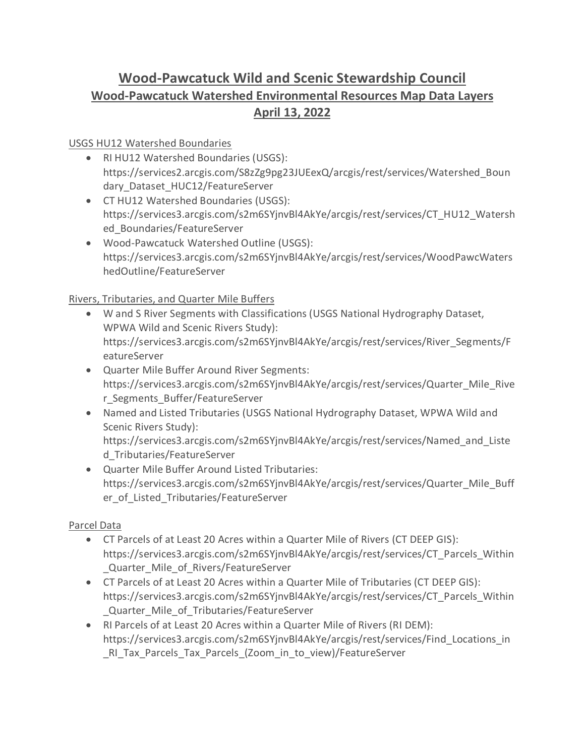# Wood-Pawcatuck Wild and Scenic Stewardship Council

## Wood-Pawcatuck Watershed Environmental Resources Map Data Layers

## April 13, 2022

USGS HU12 Watershed Boundaries

- RI HU12 Watershed Boundaries (USGS): https://services2.arcgis.com/S8zZg9pg23JUEexQ/arcgis/rest/services/Watershed_Boundary_Dataset_HUC12/FeatureServer
- CT HU12 Watershed Boundaries (USGS): https://services3.arcgis.com/s2m6SYjnvBl4AkYe/arcgis/rest/services/CT_HU12_Watershed_Boundaries/FeatureServer
- Wood-Pawcatuck Watershed Outline (USGS): https://services3.arcgis.com/s2m6SYjnvBl4AkYe/arcgis/rest/services/WoodPawcWatershedOutline/FeatureServer

Rivers, Tributaries, and Quarter Mile Buffers

- W and S River Segments with Classifications (USGS National Hydrography Dataset, WPWA Wild and Scenic Rivers Study): https://services3.arcgis.com/s2m6SYjnvBl4AkYe/arcgis/rest/services/River_Segments/FeatureServer
- Quarter Mile Buffer Around River Segments: https://services3.arcgis.com/s2m6SYjnvBl4AkYe/arcgis/rest/services/Quarter_Mile_River_Segments_Buffer/FeatureServer
- Named and Listed Tributaries (USGS National Hydrography Dataset, WPWA Wild and Scenic Rivers Study): https://services3.arcgis.com/s2m6SYjnvBl4AkYe/arcgis/rest/services/Named_and_Listed_Tributaries/FeatureServer
- Quarter Mile Buffer Around Listed Tributaries: https://services3.arcgis.com/s2m6SYjnvBl4AkYe/arcgis/rest/services/Quarter_Mile_Buffer_of_Listed_Tributaries/FeatureServer

Parcel Data

- CT Parcels of at Least 20 Acres within a Quarter Mile of Rivers (CT DEEP GIS): https://services3.arcgis.com/s2m6SYjnvBl4AkYe/arcgis/rest/services/CT_Parcels_Within_Quarter_Mile_of_Rivers/FeatureServer
- CT Parcels of at Least 20 Acres within a Quarter Mile of Tributaries (CT DEEP GIS): https://services3.arcgis.com/s2m6SYjnvBl4AkYe/arcgis/rest/services/CT_Parcels_Within_Quarter_Mile_of_Tributaries/FeatureServer
- RI Parcels of at Least 20 Acres within a Quarter Mile of Rivers (RI DEM): https://services3.arcgis.com/s2m6SYjnvBl4AkYe/arcgis/rest/services/Find_Locations_in_RI_Tax_Parcels_Tax_Parcels_(Zoom_in_to_view)/FeatureServer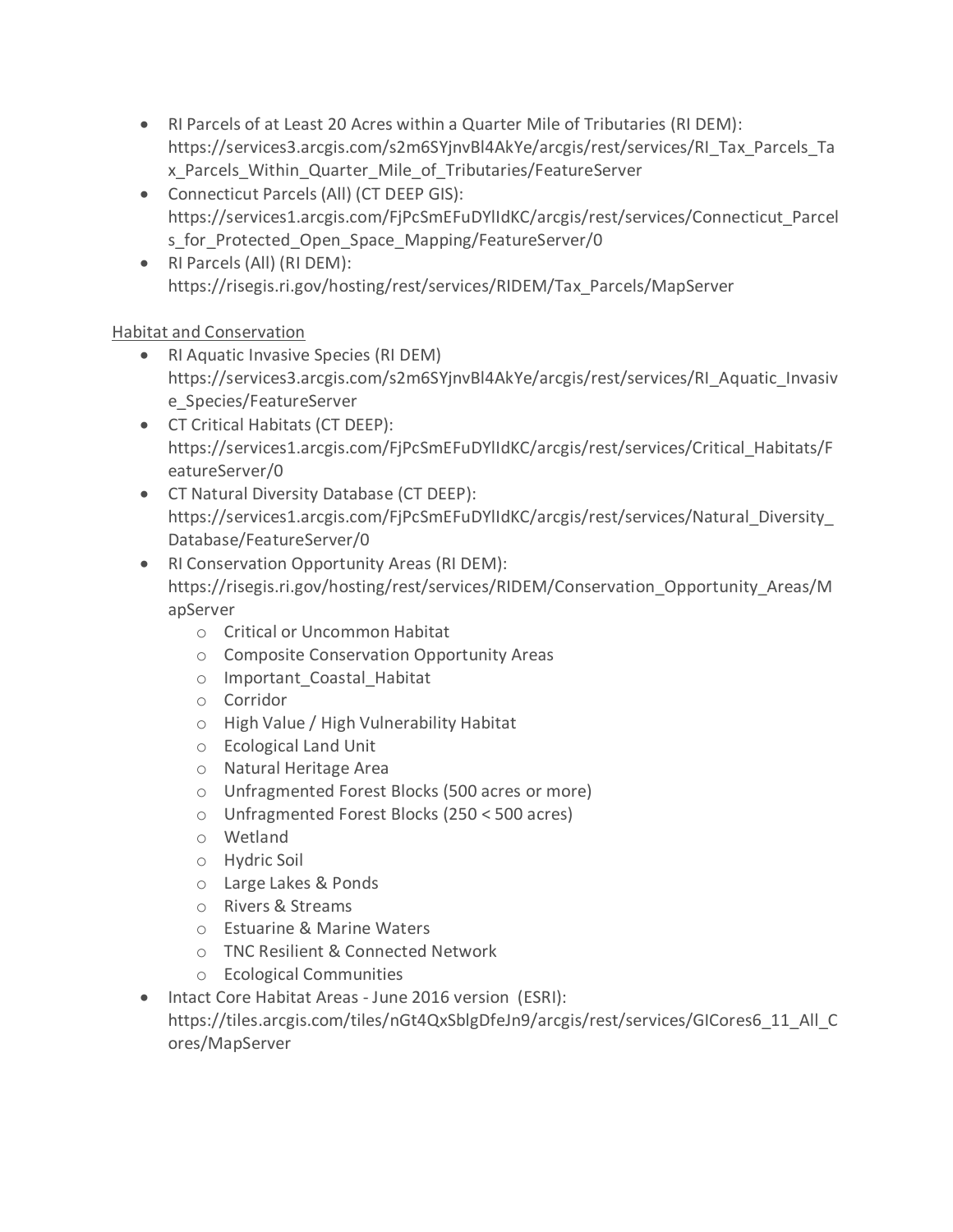- RI Parcels of at Least 20 Acres within a Quarter Mile of Tributaries (RI DEM): https://services3.arcgis.com/s2m6SYjnvBl4AkYe/arcgis/rest/services/RI_Tax_Parcels_Tax_Parcels_Within_Quarter_Mile_of_Tributaries/FeatureServer
- Connecticut Parcels (All) (CT DEEP GIS): https://services1.arcgis.com/FjPcSmEFuDYlIdKC/arcgis/rest/services/Connecticut_Parcels_for_Protected_Open_Space_Mapping/FeatureServer/0
- RI Parcels (All) (RI DEM): https://risegis.ri.gov/hosting/rest/services/RIDEM/Tax_Parcels/MapServer

<u>Habitat and Conservation</u>

- RI Aquatic Invasive Species (RI DEM) https://services3.arcgis.com/s2m6SYjnvBl4AkYe/arcgis/rest/services/RI_Aquatic_Invasive_Species/FeatureServer
- CT Critical Habitats (CT DEEP): https://services1.arcgis.com/FjPcSmEFuDYlIdKC/arcgis/rest/services/Critical_Habitats/FeatureServer/0
- CT Natural Diversity Database (CT DEEP): https://services1.arcgis.com/FjPcSmEFuDYlIdKC/arcgis/rest/services/Natural_Diversity_Database/FeatureServer/0
- RI Conservation Opportunity Areas (RI DEM): https://risegis.ri.gov/hosting/rest/services/RIDEM/Conservation_Opportunity_Areas/MapServer
    - Critical or Uncommon Habitat
    - Composite Conservation Opportunity Areas
    - Important_Coastal_Habitat
    - Corridor
    - High Value / High Vulnerability Habitat
    - Ecological Land Unit
    - Natural Heritage Area
    - Unfragmented Forest Blocks (500 acres or more)
    - Unfragmented Forest Blocks (250 < 500 acres)
    - Wetland
    - Hydric Soil
    - Large Lakes & Ponds
    - Rivers & Streams
    - Estuarine & Marine Waters
    - TNC Resilient & Connected Network
    - Ecological Communities
- Intact Core Habitat Areas - June 2016 version (ESRI): https://tiles.arcgis.com/tiles/nGt4QxSblgDfeJn9/arcgis/rest/services/GICores6_11_All_Cores/MapServer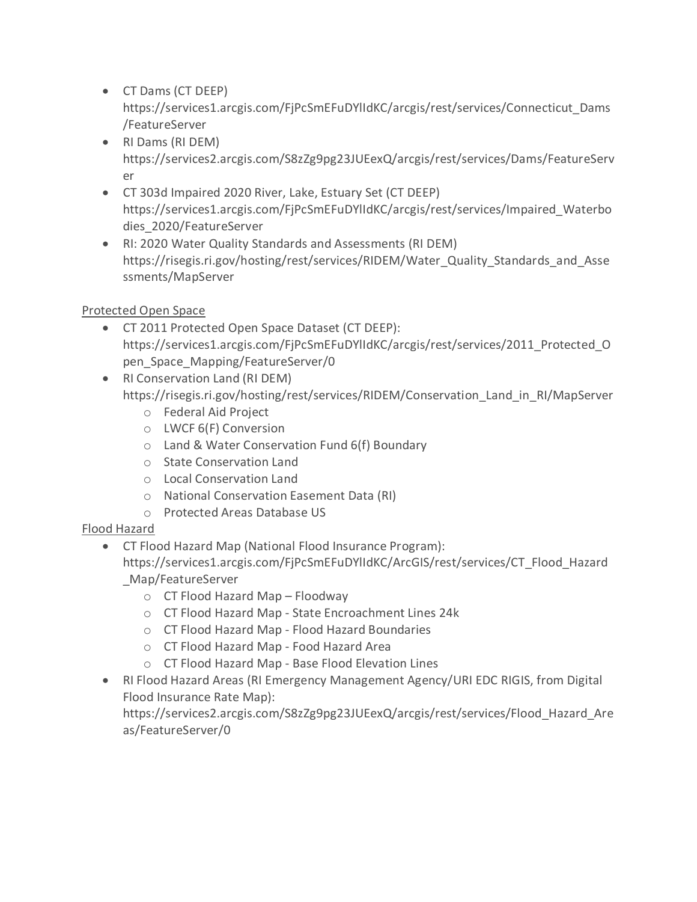- CT Dams (CT DEEP) https://services1.arcgis.com/FjPcSmEFuDYlIdKC/arcgis/rest/services/Connecticut_Dams/FeatureServer
- RI Dams (RI DEM) https://services2.arcgis.com/S8zZg9pg23JUEexQ/arcgis/rest/services/Dams/FeatureServer
- CT 303d Impaired 2020 River, Lake, Estuary Set (CT DEEP) https://services1.arcgis.com/FjPcSmEFuDYlIdKC/arcgis/rest/services/Impaired_Waterbodies_2020/FeatureServer
- RI: 2020 Water Quality Standards and Assessments (RI DEM) https://risegis.ri.gov/hosting/rest/services/RIDEM/Water_Quality_Standards_and_Assessments/MapServer

Protected Open Space

- CT 2011 Protected Open Space Dataset (CT DEEP): https://services1.arcgis.com/FjPcSmEFuDYlIdKC/arcgis/rest/services/2011_Protected_Open_Space_Mapping/FeatureServer/0
- RI Conservation Land (RI DEM) https://risegis.ri.gov/hosting/rest/services/RIDEM/Conservation_Land_in_RI/MapServer
  - Federal Aid Project
  - LWCF 6(F) Conversion
  - Land & Water Conservation Fund 6(f) Boundary
  - State Conservation Land
  - Local Conservation Land
  - National Conservation Easement Data (RI)
  - Protected Areas Database US

Flood Hazard

- CT Flood Hazard Map (National Flood Insurance Program): https://services1.arcgis.com/FjPcSmEFuDYlIdKC/ArcGIS/rest/services/CT_Flood_Hazard_Map/FeatureServer
  - CT Flood Hazard Map – Floodway
  - CT Flood Hazard Map - State Encroachment Lines 24k
  - CT Flood Hazard Map - Flood Hazard Boundaries
  - CT Flood Hazard Map - Food Hazard Area
  - CT Flood Hazard Map - Base Flood Elevation Lines
- RI Flood Hazard Areas (RI Emergency Management Agency/URI EDC RIGIS, from Digital Flood Insurance Rate Map): https://services2.arcgis.com/S8zZg9pg23JUEexQ/arcgis/rest/services/Flood_Hazard_Areas/FeatureServer/0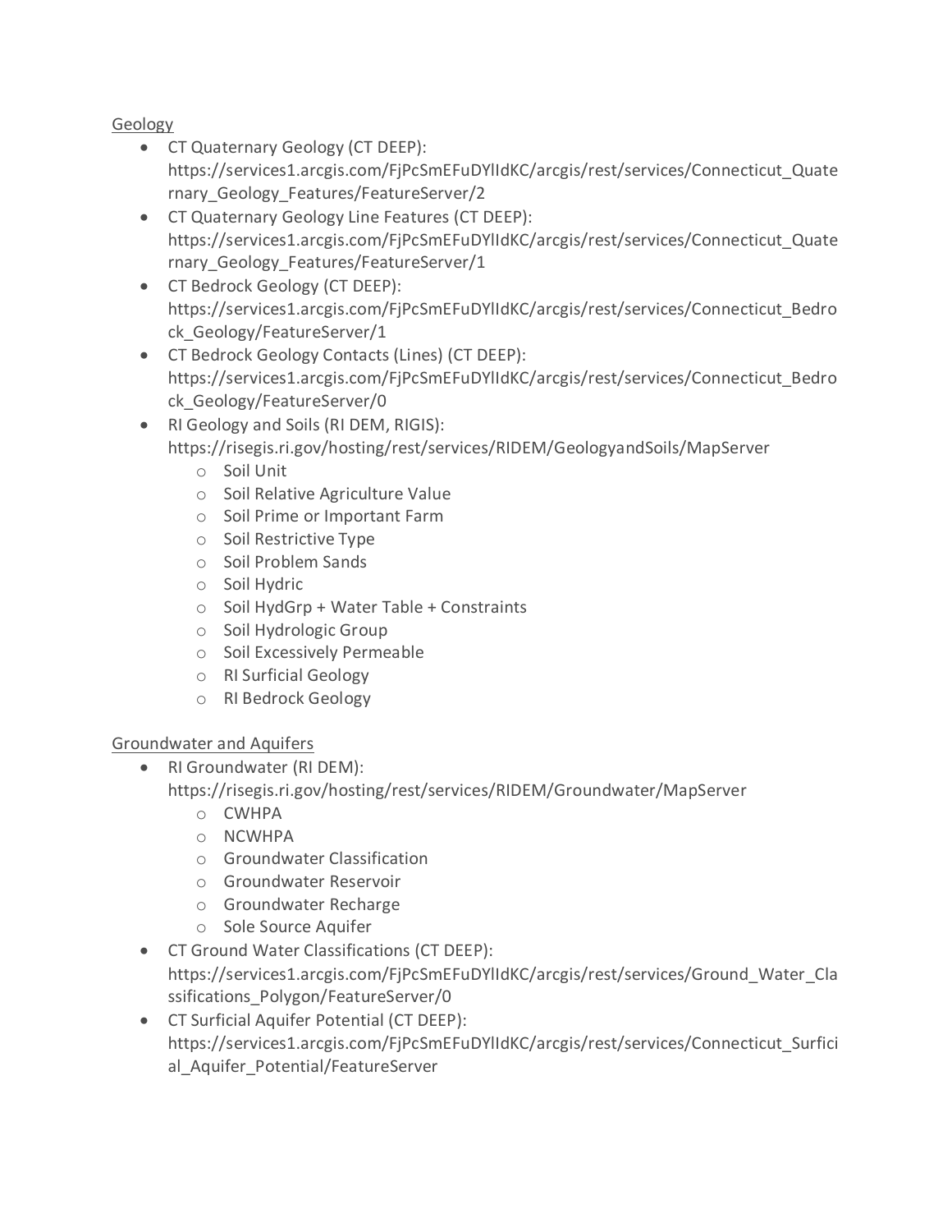Geology

- CT Quaternary Geology (CT DEEP): https://services1.arcgis.com/FjPcSmEFuDYlIdKC/arcgis/rest/services/Connecticut_Quaternary_Geology_Features/FeatureServer/2
- CT Quaternary Geology Line Features (CT DEEP): https://services1.arcgis.com/FjPcSmEFuDYlIdKC/arcgis/rest/services/Connecticut_Quaternary_Geology_Features/FeatureServer/1
- CT Bedrock Geology (CT DEEP): https://services1.arcgis.com/FjPcSmEFuDYlIdKC/arcgis/rest/services/Connecticut_Bedrock_Geology/FeatureServer/1
- CT Bedrock Geology Contacts (Lines) (CT DEEP): https://services1.arcgis.com/FjPcSmEFuDYlIdKC/arcgis/rest/services/Connecticut_Bedrock_Geology/FeatureServer/0
- RI Geology and Soils (RI DEM, RIGIS): https://risegis.ri.gov/hosting/rest/services/RIDEM/GeologyandSoils/MapServer
  - Soil Unit
  - Soil Relative Agriculture Value
  - Soil Prime or Important Farm
  - Soil Restrictive Type
  - Soil Problem Sands
  - Soil Hydric
  - Soil HydGrp + Water Table + Constraints
  - Soil Hydrologic Group
  - Soil Excessively Permeable
  - RI Surficial Geology
  - RI Bedrock Geology

Groundwater and Aquifers

- RI Groundwater (RI DEM): https://risegis.ri.gov/hosting/rest/services/RIDEM/Groundwater/MapServer
  - CWHPA
  - NCWHPA
  - Groundwater Classification
  - Groundwater Reservoir
  - Groundwater Recharge
  - Sole Source Aquifer
- CT Ground Water Classifications (CT DEEP): https://services1.arcgis.com/FjPcSmEFuDYlIdKC/arcgis/rest/services/Ground_Water_Classifications_Polygon/FeatureServer/0
- CT Surficial Aquifer Potential (CT DEEP): https://services1.arcgis.com/FjPcSmEFuDYlIdKC/arcgis/rest/services/Connecticut_Surficial_Aquifer_Potential/FeatureServer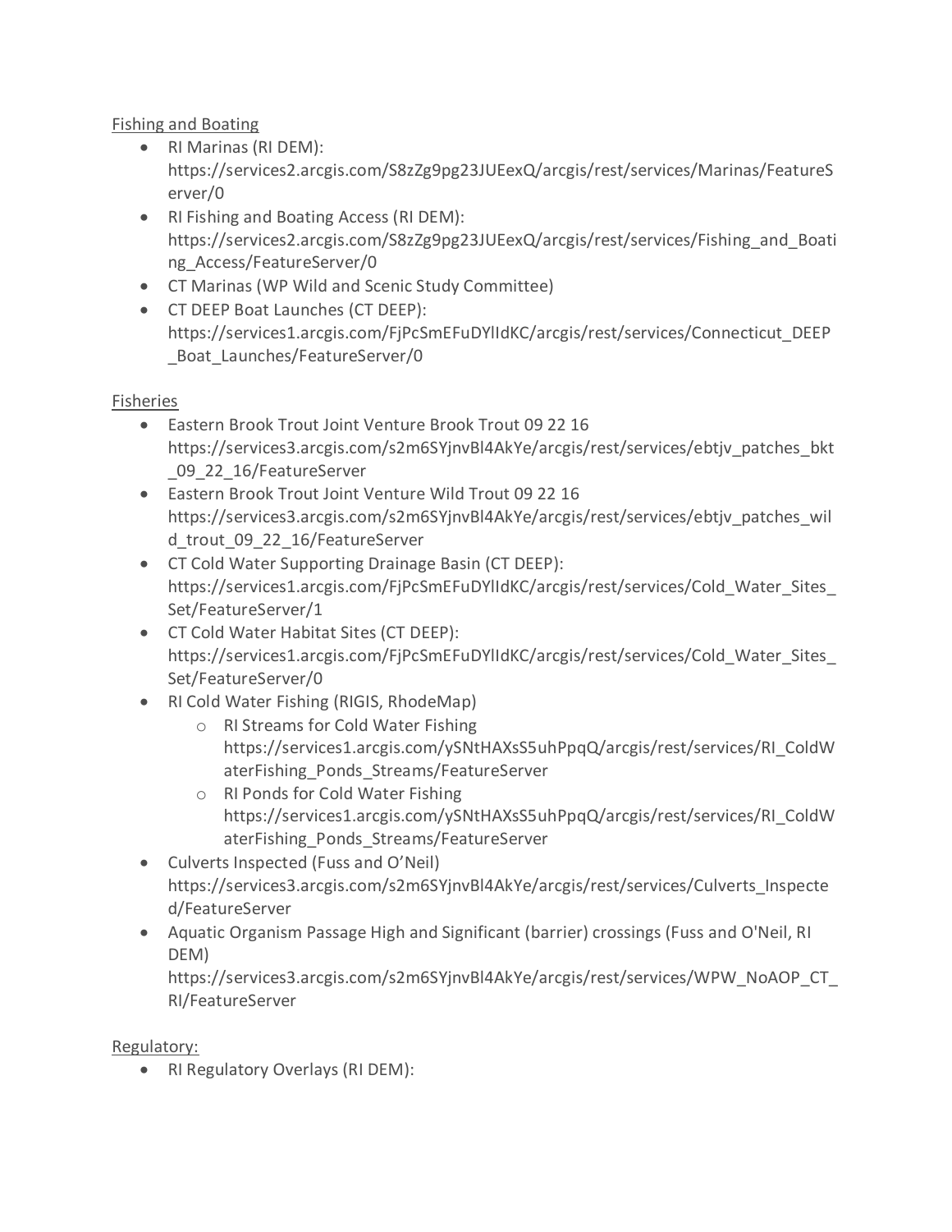Fishing and Boating

- RI Marinas (RI DEM): https://services2.arcgis.com/S8zZg9pg23JUEexQ/arcgis/rest/services/Marinas/FeatureServer/0
- RI Fishing and Boating Access (RI DEM): https://services2.arcgis.com/S8zZg9pg23JUEexQ/arcgis/rest/services/Fishing_and_Boating_Access/FeatureServer/0
- CT Marinas (WP Wild and Scenic Study Committee)
- CT DEEP Boat Launches (CT DEEP): https://services1.arcgis.com/FjPcSmEFuDYlIdKC/arcgis/rest/services/Connecticut_DEEP_Boat_Launches/FeatureServer/0

Fisheries

- Eastern Brook Trout Joint Venture Brook Trout 09 22 16 https://services3.arcgis.com/s2m6SYjnvBl4AkYe/arcgis/rest/services/ebtjv_patches_bkt_09_22_16/FeatureServer
- Eastern Brook Trout Joint Venture Wild Trout 09 22 16 https://services3.arcgis.com/s2m6SYjnvBl4AkYe/arcgis/rest/services/ebtjv_patches_wild_trout_09_22_16/FeatureServer
- CT Cold Water Supporting Drainage Basin (CT DEEP): https://services1.arcgis.com/FjPcSmEFuDYlIdKC/arcgis/rest/services/Cold_Water_Sites_Set/FeatureServer/1
- CT Cold Water Habitat Sites (CT DEEP): https://services1.arcgis.com/FjPcSmEFuDYlIdKC/arcgis/rest/services/Cold_Water_Sites_Set/FeatureServer/0
- RI Cold Water Fishing (RIGIS, RhodeMap)
  - RI Streams for Cold Water Fishing https://services1.arcgis.com/ySNtHAXsS5uhPpqQ/arcgis/rest/services/RI_ColdWaterFishing_Ponds_Streams/FeatureServer
  - RI Ponds for Cold Water Fishing https://services1.arcgis.com/ySNtHAXsS5uhPpqQ/arcgis/rest/services/RI_ColdWaterFishing_Ponds_Streams/FeatureServer
- Culverts Inspected (Fuss and O'Neil) https://services3.arcgis.com/s2m6SYjnvBl4AkYe/arcgis/rest/services/Culverts_Inspected/FeatureServer
- Aquatic Organism Passage High and Significant (barrier) crossings (Fuss and O'Neil, RI DEM) https://services3.arcgis.com/s2m6SYjnvBl4AkYe/arcgis/rest/services/WPW_NoAOP_CT_RI/FeatureServer

Regulatory:

- RI Regulatory Overlays (RI DEM):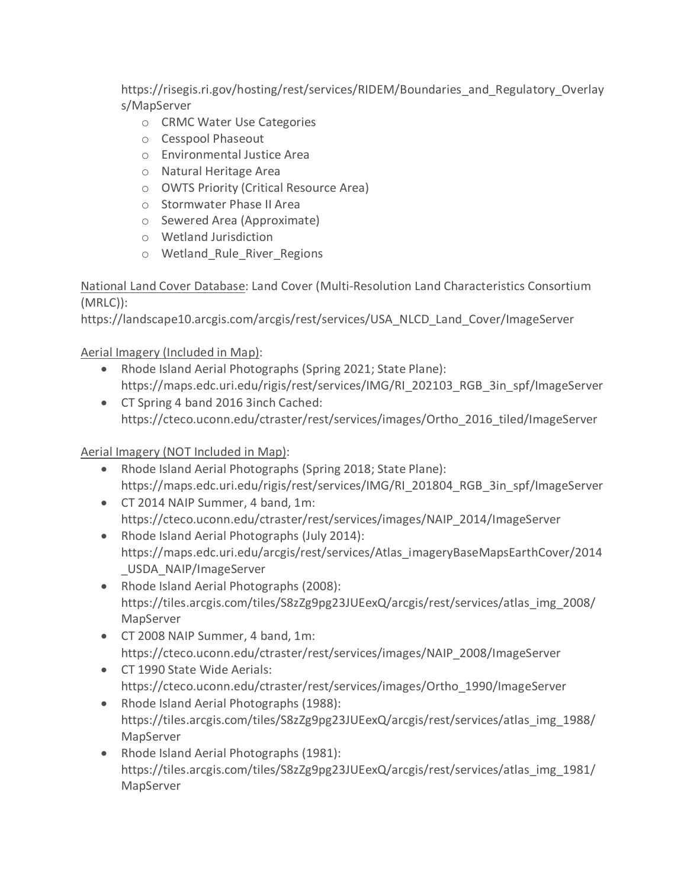https://risegis.ri.gov/hosting/rest/services/RIDEM/Boundaries_and_Regulatory_Overlays/MapServer

- CRMC Water Use Categories
- Cesspool Phaseout
- Environmental Justice Area
- Natural Heritage Area
- OWTS Priority (Critical Resource Area)
- Stormwater Phase II Area
- Sewered Area (Approximate)
- Wetland Jurisdiction
- Wetland_Rule_River_Regions

National Land Cover Database: Land Cover (Multi-Resolution Land Characteristics Consortium (MRLC)): https://landscape10.arcgis.com/arcgis/rest/services/USA_NLCD_Land_Cover/ImageServer

Aerial Imagery (Included in Map):

- Rhode Island Aerial Photographs (Spring 2021; State Plane): https://maps.edc.uri.edu/rigis/rest/services/IMG/RI_202103_RGB_3in_spf/ImageServer
- CT Spring 4 band 2016 3inch Cached: https://cteco.uconn.edu/ctraster/rest/services/images/Ortho_2016_tiled/ImageServer

Aerial Imagery (NOT Included in Map):

- Rhode Island Aerial Photographs (Spring 2018; State Plane): https://maps.edc.uri.edu/rigis/rest/services/IMG/RI_201804_RGB_3in_spf/ImageServer
- CT 2014 NAIP Summer, 4 band, 1m: https://cteco.uconn.edu/ctraster/rest/services/images/NAIP_2014/ImageServer
- Rhode Island Aerial Photographs (July 2014): https://maps.edc.uri.edu/arcgis/rest/services/Atlas_imageryBaseMapsEarthCover/2014_USDA_NAIP/ImageServer
- Rhode Island Aerial Photographs (2008): https://tiles.arcgis.com/tiles/S8zZg9pg23JUEexQ/arcgis/rest/services/atlas_img_2008/MapServer
- CT 2008 NAIP Summer, 4 band, 1m: https://cteco.uconn.edu/ctraster/rest/services/images/NAIP_2008/ImageServer
- CT 1990 State Wide Aerials: https://cteco.uconn.edu/ctraster/rest/services/images/Ortho_1990/ImageServer
- Rhode Island Aerial Photographs (1988): https://tiles.arcgis.com/tiles/S8zZg9pg23JUEexQ/arcgis/rest/services/atlas_img_1988/MapServer
- Rhode Island Aerial Photographs (1981): https://tiles.arcgis.com/tiles/S8zZg9pg23JUEexQ/arcgis/rest/services/atlas_img_1981/MapServer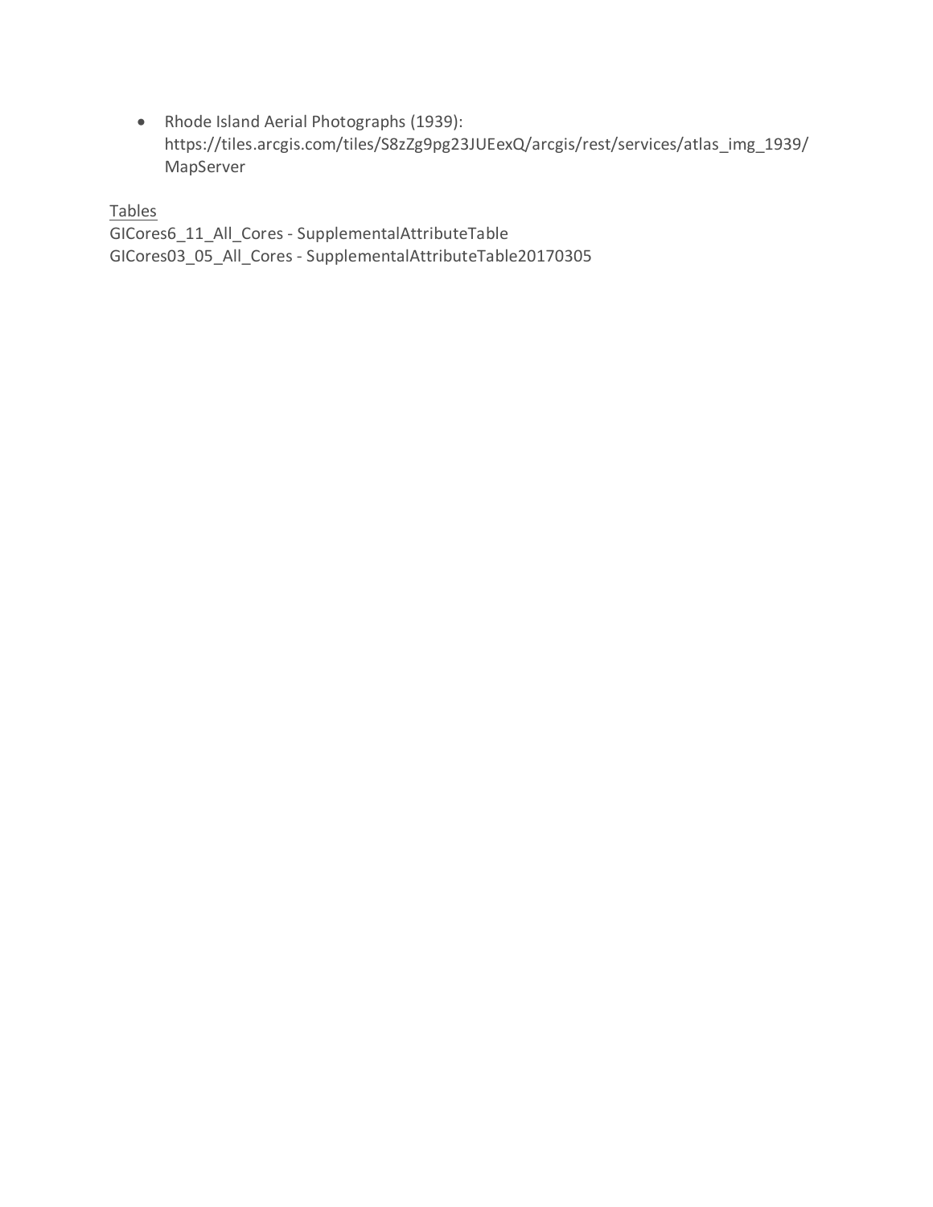- Rhode Island Aerial Photographs (1939): https://tiles.arcgis.com/tiles/S8zZg9pg23JUEexQ/arcgis/rest/services/atlas_img_1939/MapServer

<u>Tables</u>

GICores6_11_All_Cores - SupplementalAttributeTable
GICores03_05_All_Cores - SupplementalAttributeTable20170305